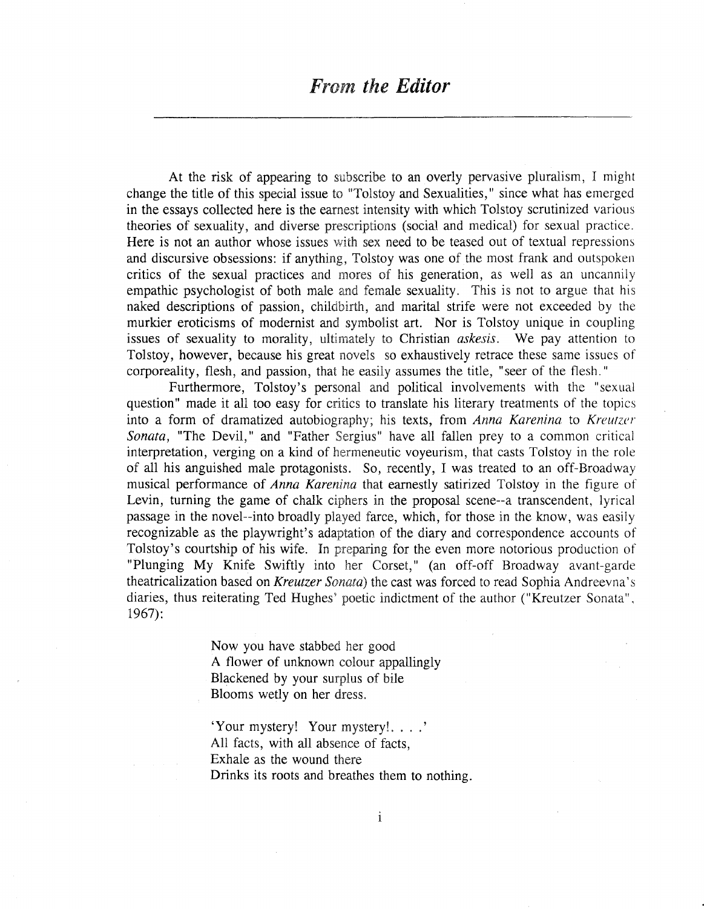# *From the Editor*

At the risk of appearing to subscribe to an overly pervasive pluralism, I might change the title of this special issue to "Tolstoy and Sexualities," since what has emerged in the essays collected here is the earnest intensity with which Tolstoy scrutinized various theories of sexuality, and diverse prescriptions (social and medical) for sexual practice. Here is not an author whose issues with sex need to be teased out of textual repressions and discursive obsessions: if anything, Tolstoy was one of the most frank and outspoken critics of the sexual practices and mores of his generation, as well as an uncannily empathic psychologist of both male and female sexuality. This is not to argue that his naked descriptions of passion, childbirth, and marital strife were not exceeded by the murkier eroticisms of modernist and symbolist art. Nor is Tolstoy unique in coupling issues of sexuality to morality, ultimately to Christian *askesis*. We pay attention to Tolstoy, however, because his great novels so exhaustively retrace these same issues of corporeality, flesh, and passion, that he easily assumes the title, "seer of the flesh."

Furthermore, Tolstoy's personal and political involvements with the "sexual question" made it all too easy for critics to translate his literary treatments of the topics into a form of dramatized autobiography; his texts, from *Anna Karenina* to *Kreutzer Sonata*, "The Devil," and "Father Sergius" have all fallen prey to a common critical interpretation, verging on a kind of hermeneutic voyeurism, that casts Tolstoy in the role of all his anguished male protagonists. So, recently, I was treated to an off-Broadway musical performance of *Anna Karenina* that earnestly satirized Tolstoy in the figure of Levin, turning the game of chalk ciphers in the proposal scene--a transcendent, lyrical passage in the novel--into broadly played farce, which, for those in the know, was easily recognizable as the playwright's adaptation of the diary and correspondence accounts of Tolstoy's courtship of his wife. In preparing for the even more notorious production of "Plunging My Knife Swiftly into her Corset," (an off-off Broadway avant-garde theatricalization based on *Kreutzer Sonata*) the cast was forced to read Sophia Andreevna's diaries, thus reiterating Ted Hughes' poetic indictment of the author ("Kreutzer Sonata", 1967):

> Now you have stabbed her good
> A flower of unknown colour appallingly
> Blackened by your surplus of bile
> Blooms wetly on her dress.
>
> 'Your mystery! Your mystery!. . . .'
> All facts, with all absence of facts,
> Exhale as the wound there
> Drinks its roots and breathes them to nothing.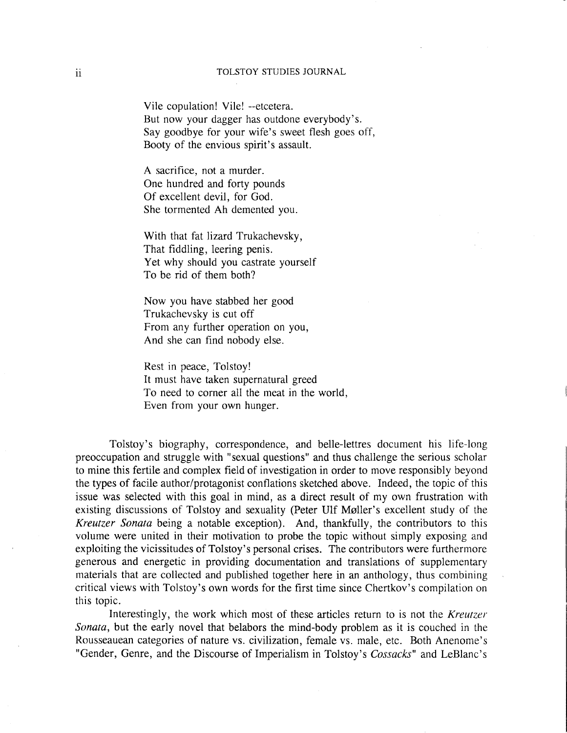Vile copulation! Vile! --etcetera.
But now your dagger has outdone everybody's.
Say goodbye for your wife's sweet flesh goes off,
Booty of the envious spirit's assault.

A sacrifice, not a murder.
One hundred and forty pounds
Of excellent devil, for God.
She tormented Ah demented you.

With that fat lizard Trukachevsky,
That fiddling, leering penis.
Yet why should you castrate yourself
To be rid of them both?

Now you have stabbed her good
Trukachevsky is cut off
From any further operation on you,
And she can find nobody else.

Rest in peace, Tolstoy!
It must have taken supernatural greed
To need to corner all the meat in the world,
Even from your own hunger.

Tolstoy's biography, correspondence, and belle-lettres document his life-long preoccupation and struggle with "sexual questions" and thus challenge the serious scholar to mine this fertile and complex field of investigation in order to move responsibly beyond the types of facile author/protagonist conflations sketched above. Indeed, the topic of this issue was selected with this goal in mind, as a direct result of my own frustration with existing discussions of Tolstoy and sexuality (Peter Ulf Møller's excellent study of the *Kreutzer Sonata* being a notable exception). And, thankfully, the contributors to this volume were united in their motivation to probe the topic without simply exposing and exploiting the vicissitudes of Tolstoy's personal crises. The contributors were furthermore generous and energetic in providing documentation and translations of supplementary materials that are collected and published together here in an anthology, thus combining critical views with Tolstoy's own words for the first time since Chertkov's compilation on this topic.

Interestingly, the work which most of these articles return to is not the *Kreutzer Sonata*, but the early novel that belabors the mind-body problem as it is couched in the Rousseauean categories of nature vs. civilization, female vs. male, etc. Both Anenome's "Gender, Genre, and the Discourse of Imperialism in Tolstoy's *Cossacks*" and LeBlanc's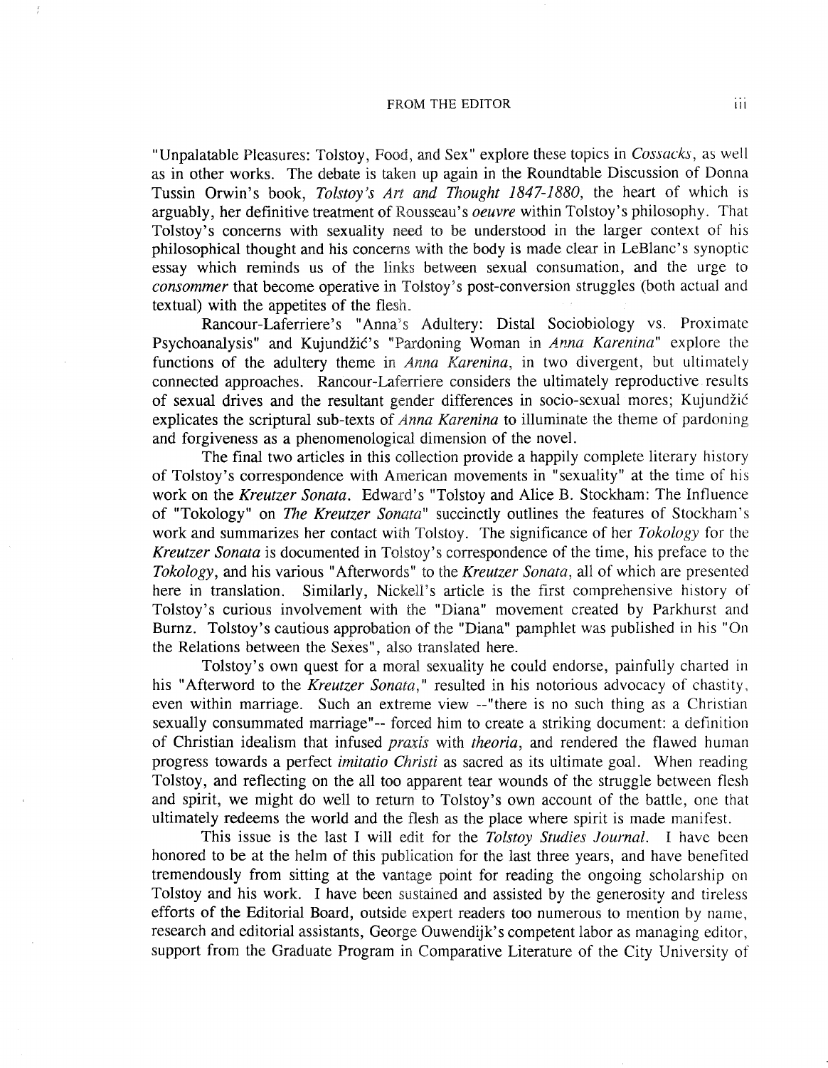"Unpalatable Pleasures: Tolstoy, Food, and Sex" explore these topics in *Cossacks*, as well as in other works. The debate is taken up again in the Roundtable Discussion of Donna Tussin Orwin's book, *Tolstoy's Art and Thought 1847-1880*, the heart of which is arguably, her definitive treatment of Rousseau's *oeuvre* within Tolstoy's philosophy. That Tolstoy's concerns with sexuality need to be understood in the larger context of his philosophical thought and his concerns with the body is made clear in LeBlanc's synoptic essay which reminds us of the links between sexual consumation, and the urge to *consommer* that become operative in Tolstoy's post-conversion struggles (both actual and textual) with the appetites of the flesh.

Rancour-Laferriere's "Anna's Adultery: Distal Sociobiology vs. Proximate Psychoanalysis" and Kujundžić's "Pardoning Woman in *Anna Karenina*" explore the functions of the adultery theme in *Anna Karenina*, in two divergent, but ultimately connected approaches. Rancour-Laferriere considers the ultimately reproductive results of sexual drives and the resultant gender differences in socio-sexual mores; Kujundžić explicates the scriptural sub-texts of *Anna Karenina* to illuminate the theme of pardoning and forgiveness as a phenomenological dimension of the novel.

The final two articles in this collection provide a happily complete literary history of Tolstoy's correspondence with American movements in "sexuality" at the time of his work on the *Kreutzer Sonata*. Edward's "Tolstoy and Alice B. Stockham: The Influence of "Tokology" on *The Kreutzer Sonata*" succinctly outlines the features of Stockham's work and summarizes her contact with Tolstoy. The significance of her *Tokology* for the *Kreutzer Sonata* is documented in Tolstoy's correspondence of the time, his preface to the *Tokology*, and his various "Afterwords" to the *Kreutzer Sonata*, all of which are presented here in translation. Similarly, Nickell's article is the first comprehensive history of Tolstoy's curious involvement with the "Diana" movement created by Parkhurst and Burnz. Tolstoy's cautious approbation of the "Diana" pamphlet was published in his "On the Relations between the Sexes", also translated here.

Tolstoy's own quest for a moral sexuality he could endorse, painfully charted in his "Afterword to the *Kreutzer Sonata*," resulted in his notorious advocacy of chastity, even within marriage. Such an extreme view --"there is no such thing as a Christian sexually consummated marriage"-- forced him to create a striking document: a definition of Christian idealism that infused *praxis* with *theoria*, and rendered the flawed human progress towards a perfect *imitatio Christi* as sacred as its ultimate goal. When reading Tolstoy, and reflecting on the all too apparent tear wounds of the struggle between flesh and spirit, we might do well to return to Tolstoy's own account of the battle, one that ultimately redeems the world and the flesh as the place where spirit is made manifest.

This issue is the last I will edit for the *Tolstoy Studies Journal*. I have been honored to be at the helm of this publication for the last three years, and have benefited tremendously from sitting at the vantage point for reading the ongoing scholarship on Tolstoy and his work. I have been sustained and assisted by the generosity and tireless efforts of the Editorial Board, outside expert readers too numerous to mention by name, research and editorial assistants, George Ouwendijk's competent labor as managing editor, support from the Graduate Program in Comparative Literature of the City University of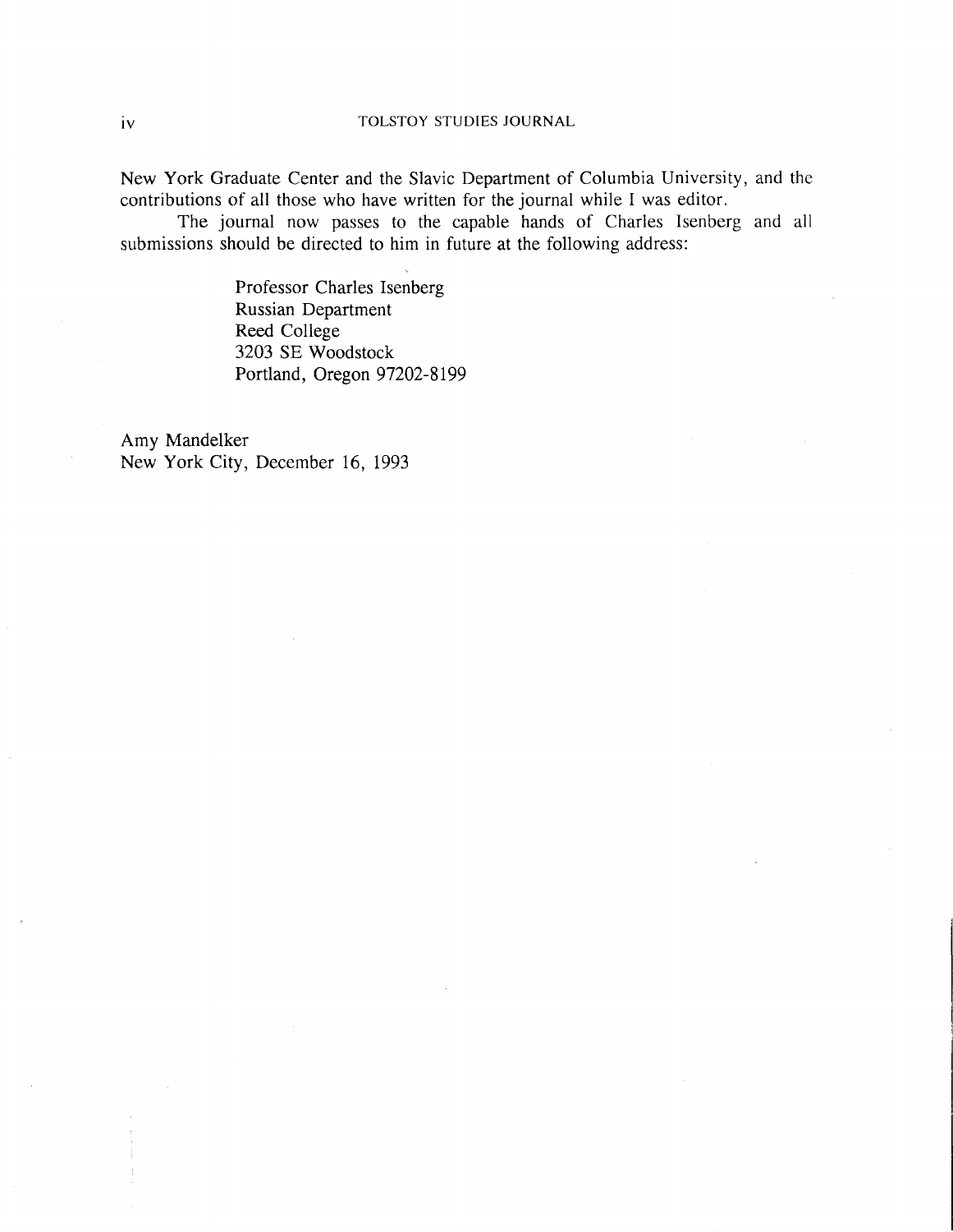New York Graduate Center and the Slavic Department of Columbia University, and the contributions of all those who have written for the journal while I was editor.

The journal now passes to the capable hands of Charles Isenberg and all submissions should be directed to him in future at the following address:

Professor Charles Isenberg  
Russian Department  
Reed College  
3203 SE Woodstock  
Portland, Oregon 97202-8199

Amy Mandelker  
New York City, December 16, 1993